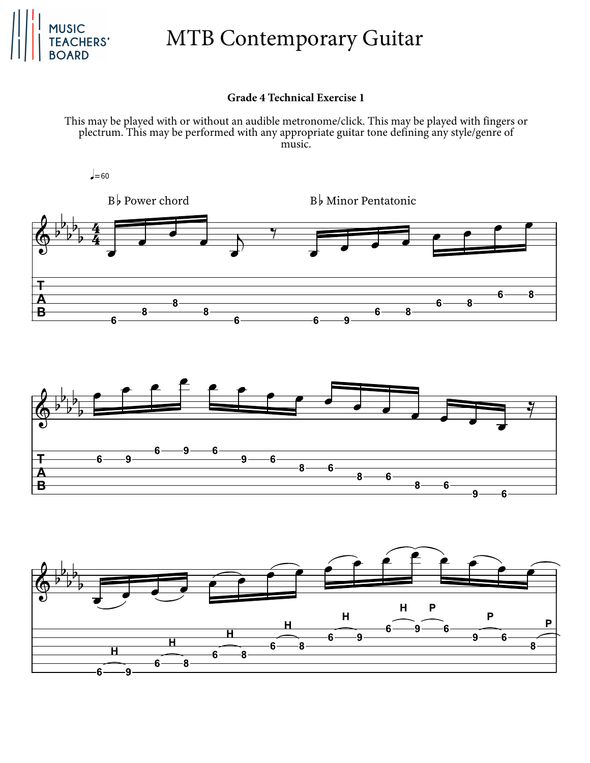# MTB Contemporary Guitar

**Grade 4 Technical Exercise 1**

This may be played with or without an audible metronome/click. This may be played with fingers or plectrum. This may be performed with any appropriate guitar tone defining any style/genre of music.

♩=60

B♭ Power chord

B♭ Minor Pentatonic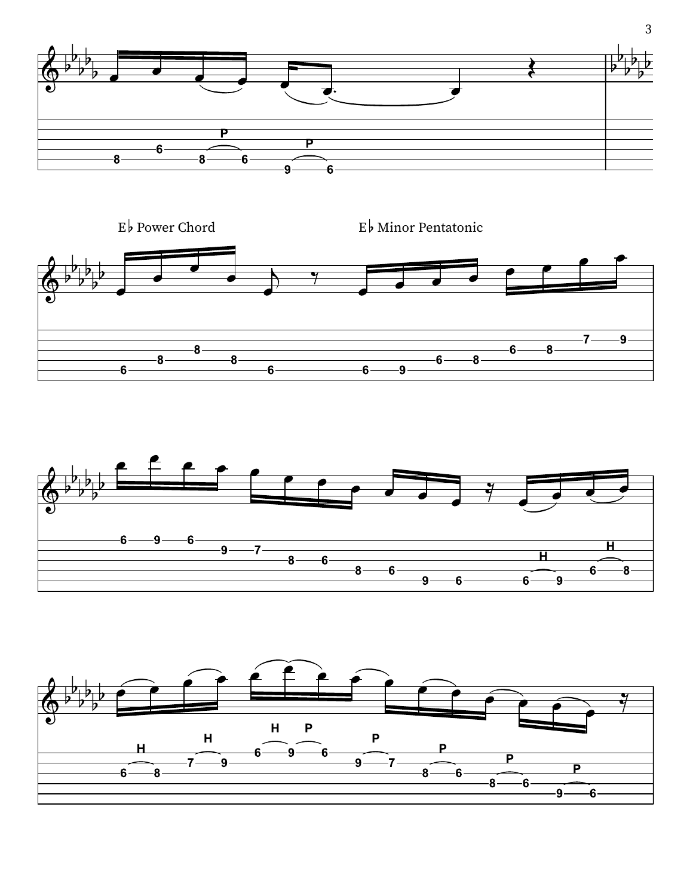E♭ Power Chord

E♭ Minor Pentatonic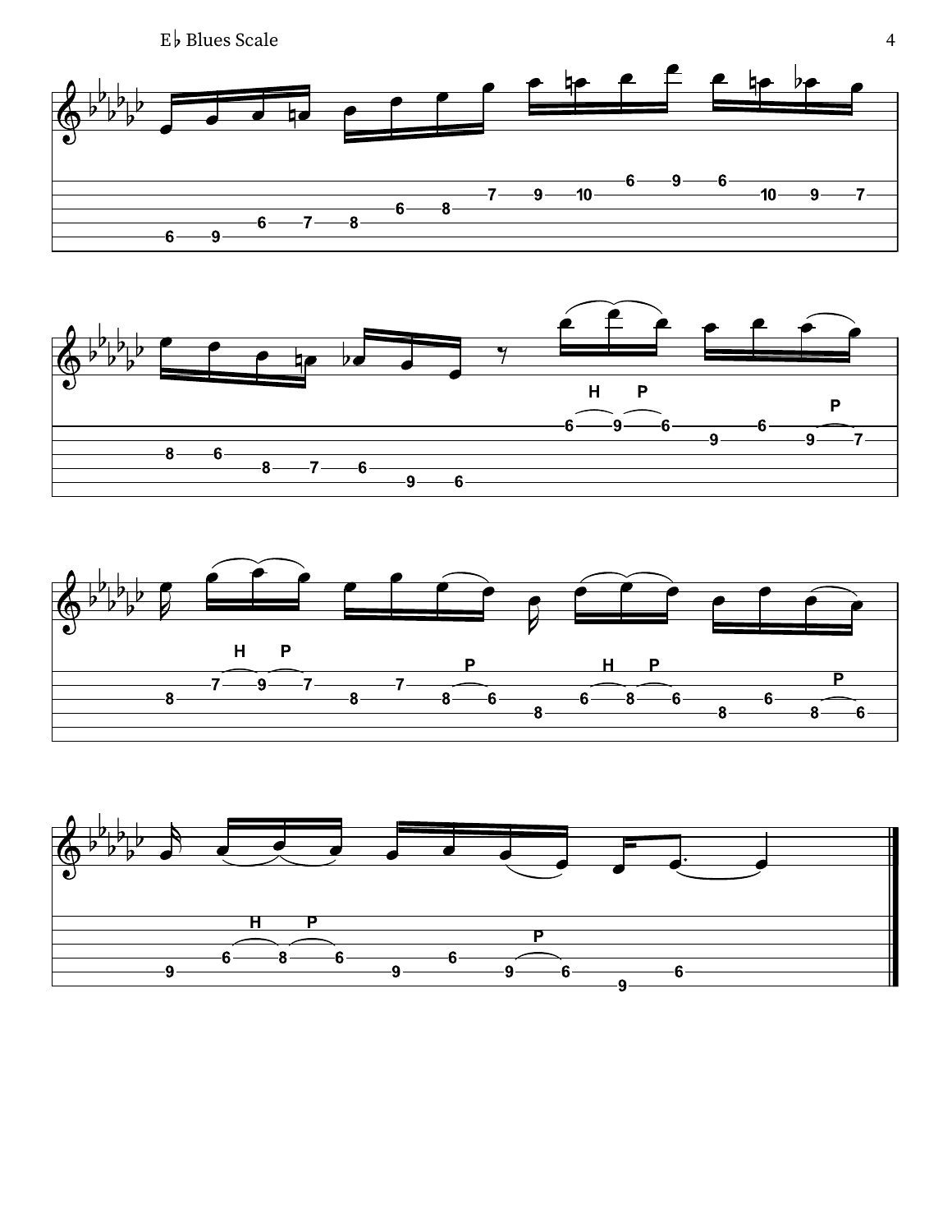# E♭ Blues Scale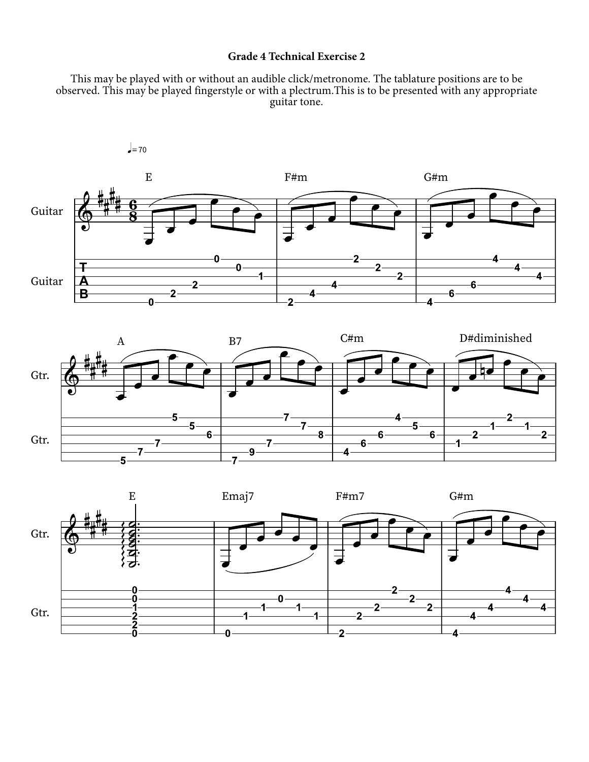# Grade 4 Technical Exercise 2

This may be played with or without an audible click/metronome. The tablature positions are to be observed. This may be played fingerstyle or with a plectrum.This is to be presented with any appropriate guitar tone.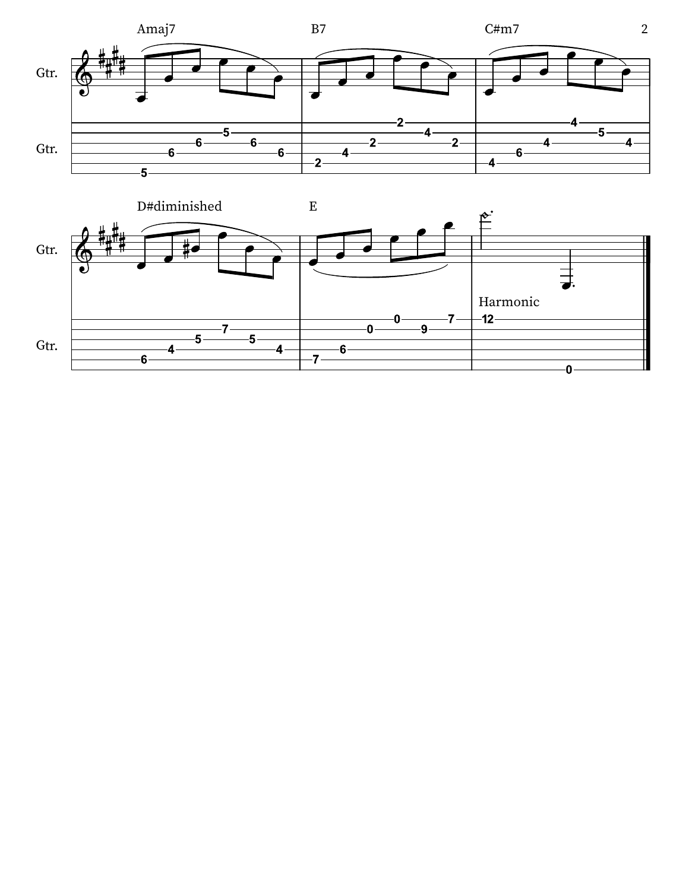Amaj7 B7 C#m7

D#diminished E

Harmonic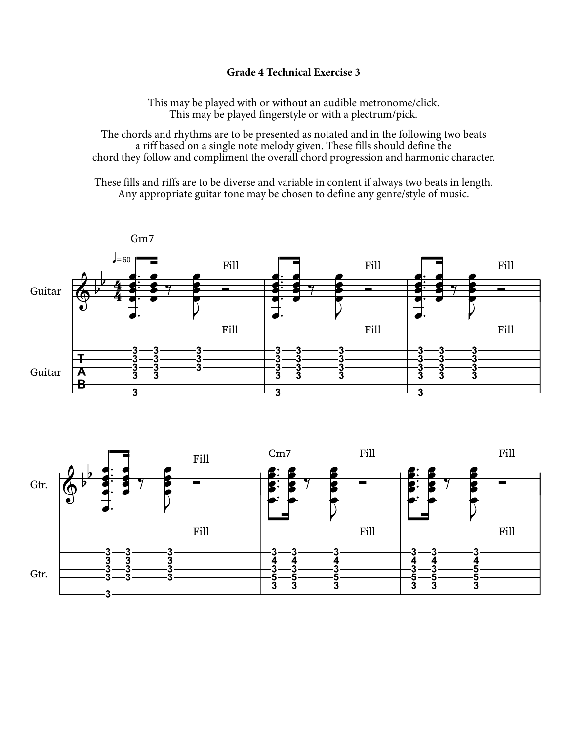# Grade 4 Technical Exercise 3

This may be played with or without an audible metronome/click.
This may be played fingerstyle or with a plectrum/pick.

The chords and rhythms are to be presented as notated and in the following two beats a riff based on a single note melody given. These fills should define the chord they follow and compliment the overall chord progression and harmonic character.

These fills and riffs are to be diverse and variable in content if always two beats in length.
Any appropriate guitar tone may be chosen to define any genre/style of music.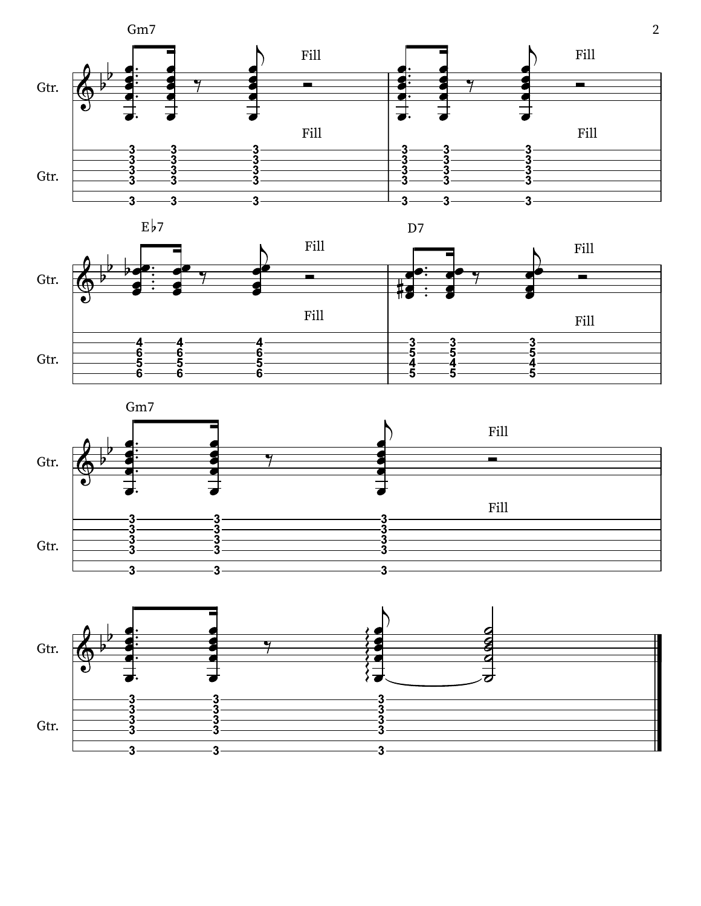Gm7

Fill

Fill

Fill

Fill

E♭7

Fill

Fill

D7

Fill

Fill

Gm7

Fill

Fill